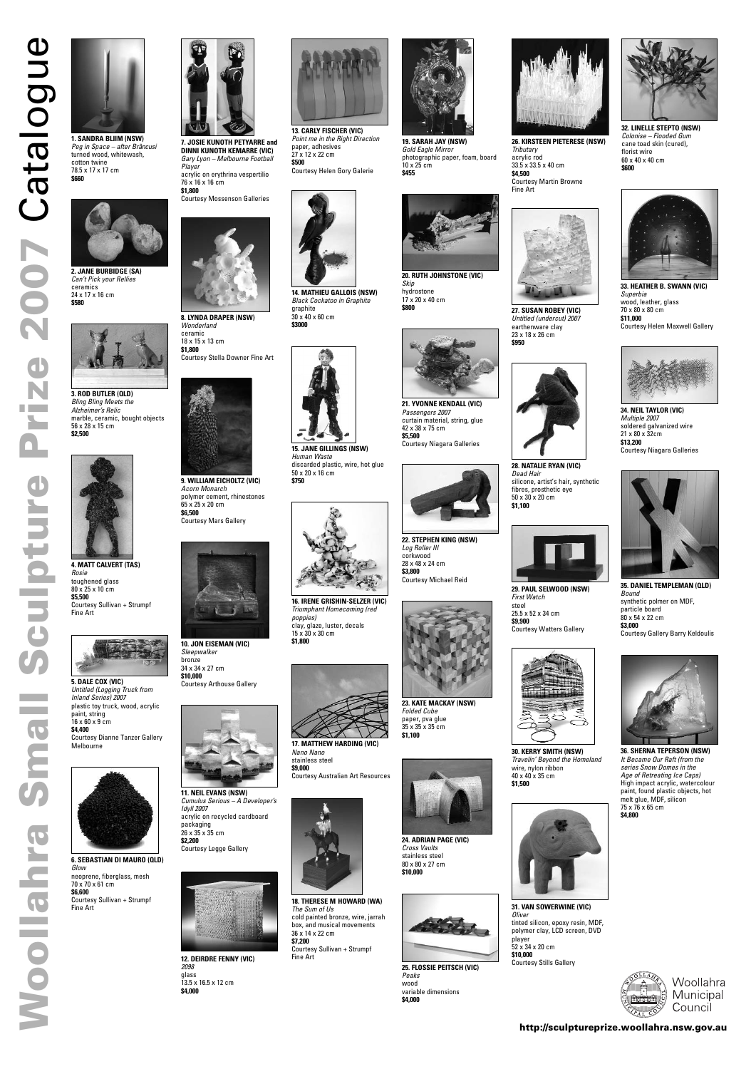# Woollahra Small Sculpture Prize 2007 Catalogue

**1. SANDRA BLIIM (NSW)**
*Peg in Space – after Brâncusi*
turned wood, whitewash, cotton twine
78.5 x 17 x 17 cm
**$660**

**2. JANE BURBIDGE (SA)**
*Can't Pick your Rellies*
ceramics
24 x 17 x 16 cm
**$580**

**3. ROD BUTLER (QLD)**
*Bling Bling Meets the Alzheimer's Relic*
marble, ceramic, bought objects
56 x 28 x 15 cm
**$2,500**

**4. MATT CALVERT (TAS)**
*Rosie*
toughened glass
80 x 25 x 10 cm
**$5,500**
Courtesy Sullivan + Strumpf Fine Art

**5. DALE COX (VIC)**
*Untitled (Logging Truck from Inland Series) 2007*
plastic toy truck, wood, acrylic paint, string
16 x 60 x 9 cm
**$4,400**
Courtesy Dianne Tanzer Gallery Melbourne

**6. SEBASTIAN DI MAURO (QLD)**
*Glow*
neoprene, fiberglass, mesh
70 x 70 x 61 cm
**$6,600**
Courtesy Sullivan + Strumpf Fine Art

**7. JOSIE KUNOTH PETYARRE and DINNI KUNOTH KEMARRE (VIC)**
*Gary Lyon – Melbourne Football Player*
acrylic on erythrina vespertilio
76 x 16 x 16 cm
**$1,800**
Courtesy Mossenson Galleries

**8. LYNDA DRAPER (NSW)**
*Wonderland*
ceramic
18 x 15 x 13 cm
**$1,800**
Courtesy Stella Downer Fine Art

**9. WILLIAM EICHOLTZ (VIC)**
*Acorn Monarch*
polymer cement, rhinestones
65 x 25 x 20 cm
**$6,500**
Courtesy Mars Gallery

**10. JON EISEMAN (VIC)**
*Sleepwalker*
bronze
34 x 34 x 27 cm
**$10,000**
Courtesy Arthouse Gallery

**11. NEIL EVANS (NSW)**
*Cumulus Serious – A Developer's Idyll 2007*
acrylic on recycled cardboard packaging
26 x 35 x 35 cm
**$2,200**
Courtesy Legge Gallery

**12. DEIRDRE FENNY (VIC)**
*2098*
glass
13.5 x 16.5 x 12 cm
**$4,000**

**13. CARLY FISCHER (VIC)**
*Point me in the Right Direction*
paper, adhesives
27 x 12 x 22 cm
**$500**
Courtesy Helen Gory Galerie

**14. MATHIEU GALLOIS (NSW)**
*Black Cockatoo in Graphite*
graphite
30 x 40 x 60 cm
**$3000**

**15. JANE GILLINGS (NSW)**
*Human Waste*
discarded plastic, wire, hot glue
50 x 20 x 16 cm
**$750**

**16. IRENE GRISHIN-SELZER (VIC)**
*Triumphant Homecoming (red poppies)*
clay, glaze, luster, decals
15 x 30 x 30 cm
**$1,800**

**17. MATTHEW HARDING (VIC)**
*Nano Nano*
stainless steel
**$9,000**
Courtesy Australian Art Resources

**18. THERESE M HOWARD (WA)**
*The Sum of Us*
cold painted bronze, wire, jarrah box, and musical movements
36 x 14 x 22 cm
**$7,200**
Courtesy Sullivan + Strumpf Fine Art

**19. SARAH JAY (NSW)**
*Gold Eagle Mirror*
photographic paper, foam, board
10 x 25 cm
**$455**

**20. RUTH JOHNSTONE (VIC)**
*Skip*
hydrostone
17 x 20 x 40 cm
**$800**

**21. YVONNE KENDALL (VIC)**
*Passengers 2007*
curtain material, string, glue
42 x 38 x 75 cm
**$5,500**
Courtesy Niagara Galleries

**22. STEPHEN KING (NSW)**
*Log Roller III*
corkwood
28 x 48 x 24 cm
**$3,800**
Courtesy Michael Reid

**23. KATE MACKAY (NSW)**
*Folded Cube*
paper, pva glue
35 x 35 x 35 cm
**$1,100**

**24. ADRIAN PAGE (VIC)**
*Cross Vaults*
stainless steel
80 x 80 x 27 cm
**$10,000**

**25. FLOSSIE PEITSCH (VIC)**
*Peaks*
wood
variable dimensions
**$4,000**

**26. KIRSTEEN PIETERESE (NSW)**
*Tributary*
acrylic rod
33.5 x 33.5 x 40 cm
**$4,500**
Courtesy Martin Browne Fine Art

**27. SUSAN ROBEY (VIC)**
*Untitled (undercut) 2007*
earthenware clay
23 x 18 x 26 cm
**$950**

**28. NATALIE RYAN (VIC)**
*Dead Hair*
silicone, artist's hair, synthetic fibres, prosthetic eye
50 x 30 x 20 cm
**$1,100**

**29. PAUL SELWOOD (NSW)**
*First Watch*
steel
25.5 x 52 x 34 cm
**$9,900**
Courtesy Watters Gallery

**30. KERRY SMITH (NSW)**
*Travelin' Beyond the Homeland*
wire, nylon ribbon
40 x 40 x 35 cm
**$1,500**

**31. VAN SOWERWINE (VIC)**
*Oliver*
tinted silicon, epoxy resin, MDF, polymer clay, LCD screen, DVD player
52 x 34 x 20 cm
**$10,000**
Courtesy Stills Gallery

**32. LINELLE STEPTO (NSW)**
*Colonise – Flooded Gum*
cane toad skin (cured), florist wire
60 x 40 x 40 cm
**$600**

**33. HEATHER B. SWANN (VIC)**
*Superbia*
wood, leather, glass
70 x 80 x 80 cm
**$11,000**
Courtesy Helen Maxwell Gallery

**34. NEIL TAYLOR (VIC)**
*Multiple 2007*
soldered galvanized wire
21 x 80 x 32cm
**$13,200**
Courtesy Niagara Galleries

**35. DANIEL TEMPLEMAN (QLD)**
*Bound*
synthetic polmer on MDF, particle board
80 x 54 x 22 cm
**$3,000**
Courtesy Gallery Barry Keldoulis

**36. SHERNA TEPERSON (NSW)**
*It Became Our Raft (from the series Snow Domes in the Age of Retreating Ice Caps)*
High impact acrylic, watercolour paint, found plastic objects, hot melt glue, MDF, silicon
75 x 76 x 65 cm
**$4,800**

Woollahra Municipal Council

**http://sculptureprize.woollahra.nsw.gov.au**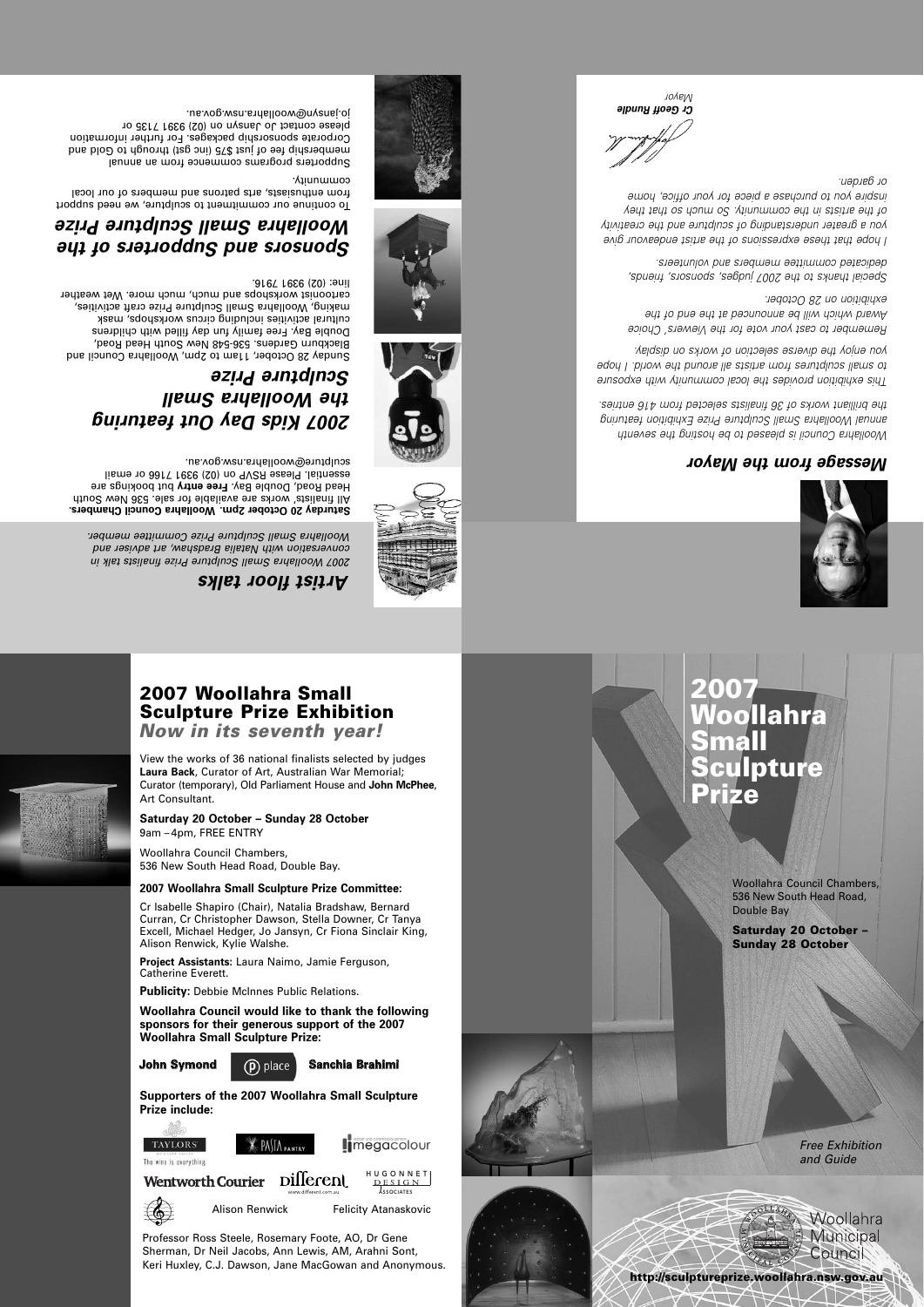## Message from the Mayor

*Woollahra Council is pleased to be hosting the seventh annual Woollahra Small Sculpture Prize Exhibition featuring the brilliant works of 36 finalists selected from 416 entries.*

*This exhibition provides the local community with exposure to small sculptures from artists all around the world. I hope you enjoy the diverse selection of works on display.*

*Remember to cast your vote for the Viewers' Choice Award which will be announced at the end of the exhibition on 28 October.*

*Special thanks to the 2007 judges, sponsors, friends, dedicated committee members and volunteers.*

*I hope that these expressions of the artist endeavour give you a greater understanding of sculpture and the creativity of the artists in the community. So much so that they inspire you to purchase a piece for your office, home or garden.*

***Cr Geoff Rundle***
*Mayor*

## Artist floor talks

*2007 Woollahra Small Sculpture Prize finalists talk in conversation with Natalia Bradshaw, art adviser and Woollahra Small Sculpture Prize Committee member.*

**Saturday 20 October 2pm. Woollahra Council Chambers.** All finalists' works are available for sale. 536 New South Head Road, Double Bay. **Free entry** but bookings are essential. Please RSVP on (02) 9391 7166 or email sculpture@woollahra.nsw.gov.au.

## 2007 Kids Day Out featuring the Woollahra Small Sculpture Prize

Sunday 28 October, 11am to 2pm, Woollahra Council and Blackburn Gardens. 536-548 New South Head Road, Double Bay. Free family fun day filled with childrens cultural activities including circus workshops, mask making, Woollahra Small Sculpture Prize craft activities, cartoonist workshops and much, much more. Wet weather line: (02) 9391 7916.

## Sponsors and Supporters of the Woollahra Small Sculpture Prize

To continue our commitment to sculpture, we need support from enthusiasts, arts patrons and members of our local community.

Supporters programs commence from an annual membership fee of just $75 (inc gst) through to Gold and Corporate sponsorship packages. For further information please contact Jo Jansyn on (02) 9391 7135 or jo.jansyn@woollahra.nsw.gov.au.

## 2007 Woollahra Small Sculpture Prize Exhibition

### *Now in its seventh year!*

View the works of 36 national finalists selected by judges **Laura Back**, Curator of Art, Australian War Memorial; Curator (temporary), Old Parliament House and **John McPhee**, Art Consultant.

**Saturday 20 October – Sunday 28 October**
9am – 4pm, FREE ENTRY

Woollahra Council Chambers,
536 New South Head Road, Double Bay.

**2007 Woollahra Small Sculpture Prize Committee:**

Cr Isabelle Shapiro (Chair), Natalia Bradshaw, Bernard Curran, Cr Christopher Dawson, Stella Downer, Cr Tanya Excell, Michael Hedger, Jo Jansyn, Cr Fiona Sinclair King, Alison Renwick, Kylie Walshe.

**Project Assistants:** Laura Naimo, Jamie Ferguson, Catherine Everett.

**Publicity:** Debbie McInnes Public Relations.

**Woollahra Council would like to thank the following sponsors for their generous support of the 2007 Woollahra Small Sculpture Prize:**

**John Symond** place **Sanchia Brahimi**

**Supporters of the 2007 Woollahra Small Sculpture Prize include:**

TAYLORS The wine is everything
PASTA PANTRY
megacolour
Wentworth Courier
Different www.different.com.au
HUGONNET DESIGN ASSOCIATES
Alison Renwick
Felicity Atanaskovic

Professor Ross Steele, Rosemary Foote, AO, Dr Gene Sherman, Dr Neil Jacobs, Ann Lewis, AM, Arahni Sont, Keri Huxley, C.J. Dawson, Jane MacGowan and Anonymous.

# 2007 Woollahra Small Sculpture Prize

Woollahra Council Chambers,
536 New South Head Road,
Double Bay

**Saturday 20 October – Sunday 28 October**

*Free Exhibition and Guide*

Woollahra Municipal Council

**http://sculptureprize.woollahra.nsw.gov.au**